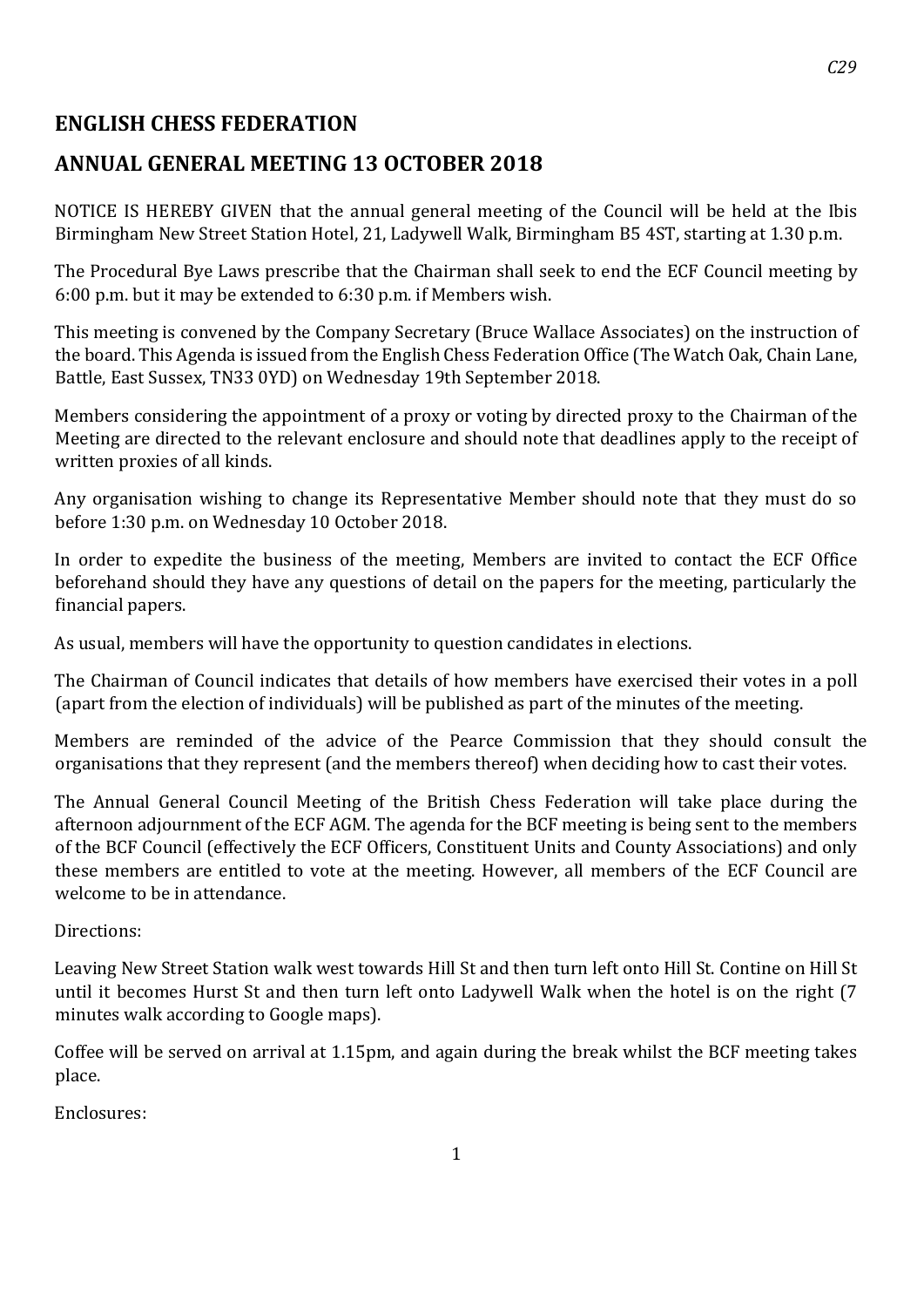C29

# ENGLISH CHESS FEDERATION

## ANNUAL GENERAL MEETING 13 OCTOBER 2018

NOTICE IS HEREBY GIVEN that the annual general meeting of the Council will be held at the Ibis Birmingham New Street Station Hotel, 21, Ladywell Walk, Birmingham B5 4ST, starting at 1.30 p.m.

The Procedural Bye Laws prescribe that the Chairman shall seek to end the ECF Council meeting by 6:00 p.m. but it may be extended to 6:30 p.m. if Members wish.

This meeting is convened by the Company Secretary (Bruce Wallace Associates) on the instruction of the board. This Agenda is issued from the English Chess Federation Office (The Watch Oak, Chain Lane, Battle, East Sussex, TN33 0YD) on Wednesday 19th September 2018.

Members considering the appointment of a proxy or voting by directed proxy to the Chairman of the Meeting are directed to the relevant enclosure and should note that deadlines apply to the receipt of written proxies of all kinds.

Any organisation wishing to change its Representative Member should note that they must do so before 1:30 p.m. on Wednesday 10 October 2018.

In order to expedite the business of the meeting, Members are invited to contact the ECF Office beforehand should they have any questions of detail on the papers for the meeting, particularly the financial papers.

As usual, members will have the opportunity to question candidates in elections.

The Chairman of Council indicates that details of how members have exercised their votes in a poll (apart from the election of individuals) will be published as part of the minutes of the meeting.

Members are reminded of the advice of the Pearce Commission that they should consult the organisations that they represent (and the members thereof) when deciding how to cast their votes.

The Annual General Council Meeting of the British Chess Federation will take place during the afternoon adjournment of the ECF AGM. The agenda for the BCF meeting is being sent to the members of the BCF Council (effectively the ECF Officers, Constituent Units and County Associations) and only these members are entitled to vote at the meeting. However, all members of the ECF Council are welcome to be in attendance.

Directions:

Leaving New Street Station walk west towards Hill St and then turn left onto Hill St. Contine on Hill St until it becomes Hurst St and then turn left onto Ladywell Walk when the hotel is on the right (7 minutes walk according to Google maps).

Coffee will be served on arrival at 1.15pm, and again during the break whilst the BCF meeting takes place.

Enclosures: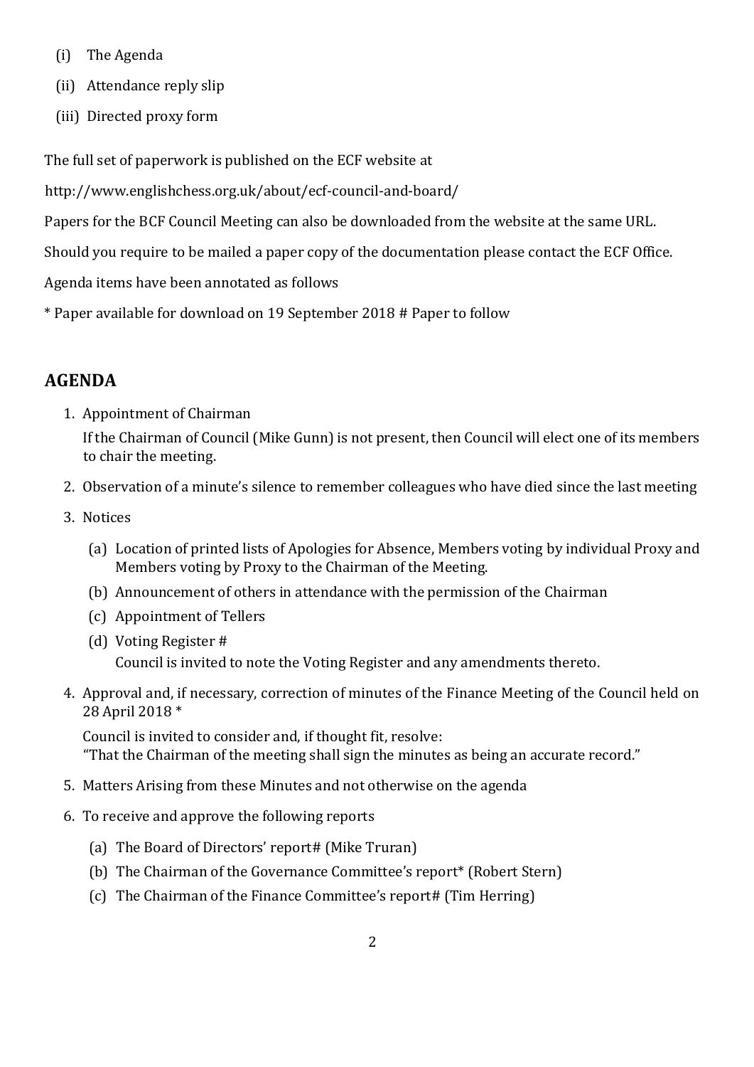(i) The Agenda

(ii) Attendance reply slip

(iii) Directed proxy form

The full set of paperwork is published on the ECF website at

http://www.englishchess.org.uk/about/ecf-council-and-board/

Papers for the BCF Council Meeting can also be downloaded from the website at the same URL.

Should you require to be mailed a paper copy of the documentation please contact the ECF Office.

Agenda items have been annotated as follows

* Paper available for download on 19 September 2018 # Paper to follow

## AGENDA

1. Appointment of Chairman

   If the Chairman of Council (Mike Gunn) is not present, then Council will elect one of its members to chair the meeting.

2. Observation of a minute's silence to remember colleagues who have died since the last meeting

3. Notices

   (a) Location of printed lists of Apologies for Absence, Members voting by individual Proxy and Members voting by Proxy to the Chairman of the Meeting.

   (b) Announcement of others in attendance with the permission of the Chairman

   (c) Appointment of Tellers

   (d) Voting Register #

   Council is invited to note the Voting Register and any amendments thereto.

4. Approval and, if necessary, correction of minutes of the Finance Meeting of the Council held on 28 April 2018 *

   Council is invited to consider and, if thought fit, resolve:
   "That the Chairman of the meeting shall sign the minutes as being an accurate record."

5. Matters Arising from these Minutes and not otherwise on the agenda

6. To receive and approve the following reports

   (a) The Board of Directors' report# (Mike Truran)

   (b) The Chairman of the Governance Committee's report* (Robert Stern)

   (c) The Chairman of the Finance Committee's report# (Tim Herring)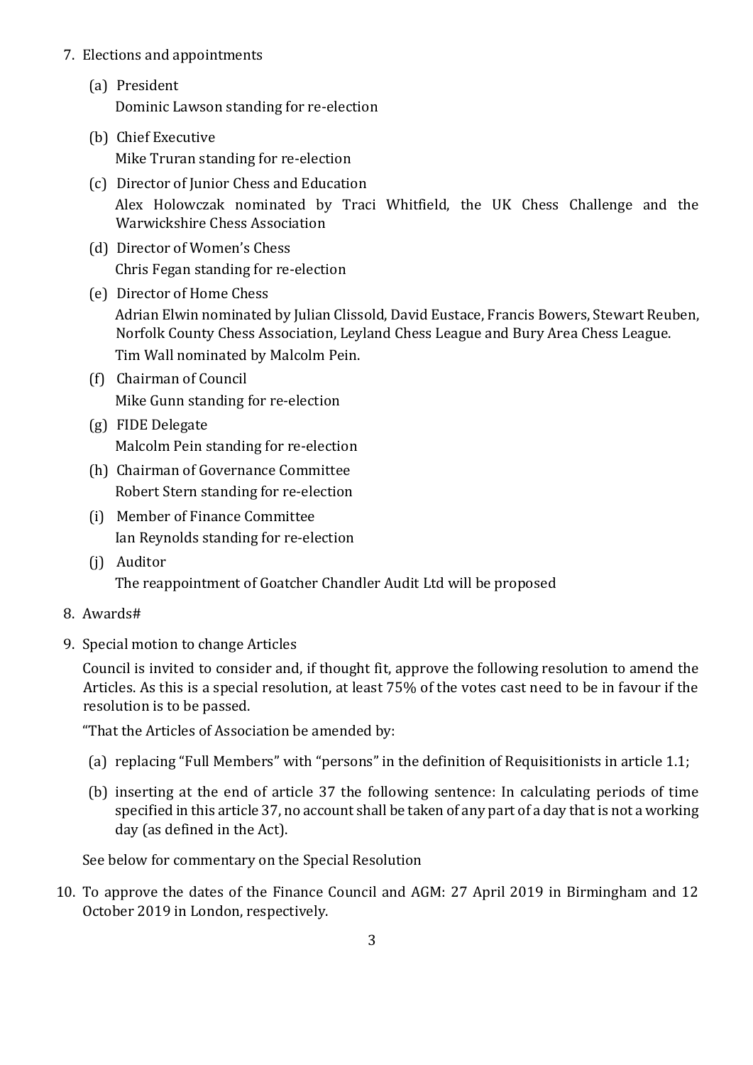7. Elections and appointments

   (a) President
   Dominic Lawson standing for re-election

   (b) Chief Executive
   Mike Truran standing for re-election

   (c) Director of Junior Chess and Education
   Alex Holowczak nominated by Traci Whitfield, the UK Chess Challenge and the Warwickshire Chess Association

   (d) Director of Women's Chess
   Chris Fegan standing for re-election

   (e) Director of Home Chess
   Adrian Elwin nominated by Julian Clissold, David Eustace, Francis Bowers, Stewart Reuben, Norfolk County Chess Association, Leyland Chess League and Bury Area Chess League.
   Tim Wall nominated by Malcolm Pein.

   (f) Chairman of Council
   Mike Gunn standing for re-election

   (g) FIDE Delegate
   Malcolm Pein standing for re-election

   (h) Chairman of Governance Committee
   Robert Stern standing for re-election

   (i) Member of Finance Committee
   Ian Reynolds standing for re-election

   (j) Auditor
   The reappointment of Goatcher Chandler Audit Ltd will be proposed

8. Awards#

9. Special motion to change Articles

   Council is invited to consider and, if thought fit, approve the following resolution to amend the Articles. As this is a special resolution, at least 75% of the votes cast need to be in favour if the resolution is to be passed.

   "That the Articles of Association be amended by:

   (a) replacing "Full Members" with "persons" in the definition of Requisitionists in article 1.1;

   (b) inserting at the end of article 37 the following sentence: In calculating periods of time specified in this article 37, no account shall be taken of any part of a day that is not a working day (as defined in the Act).

   See below for commentary on the Special Resolution

10. To approve the dates of the Finance Council and AGM: 27 April 2019 in Birmingham and 12 October 2019 in London, respectively.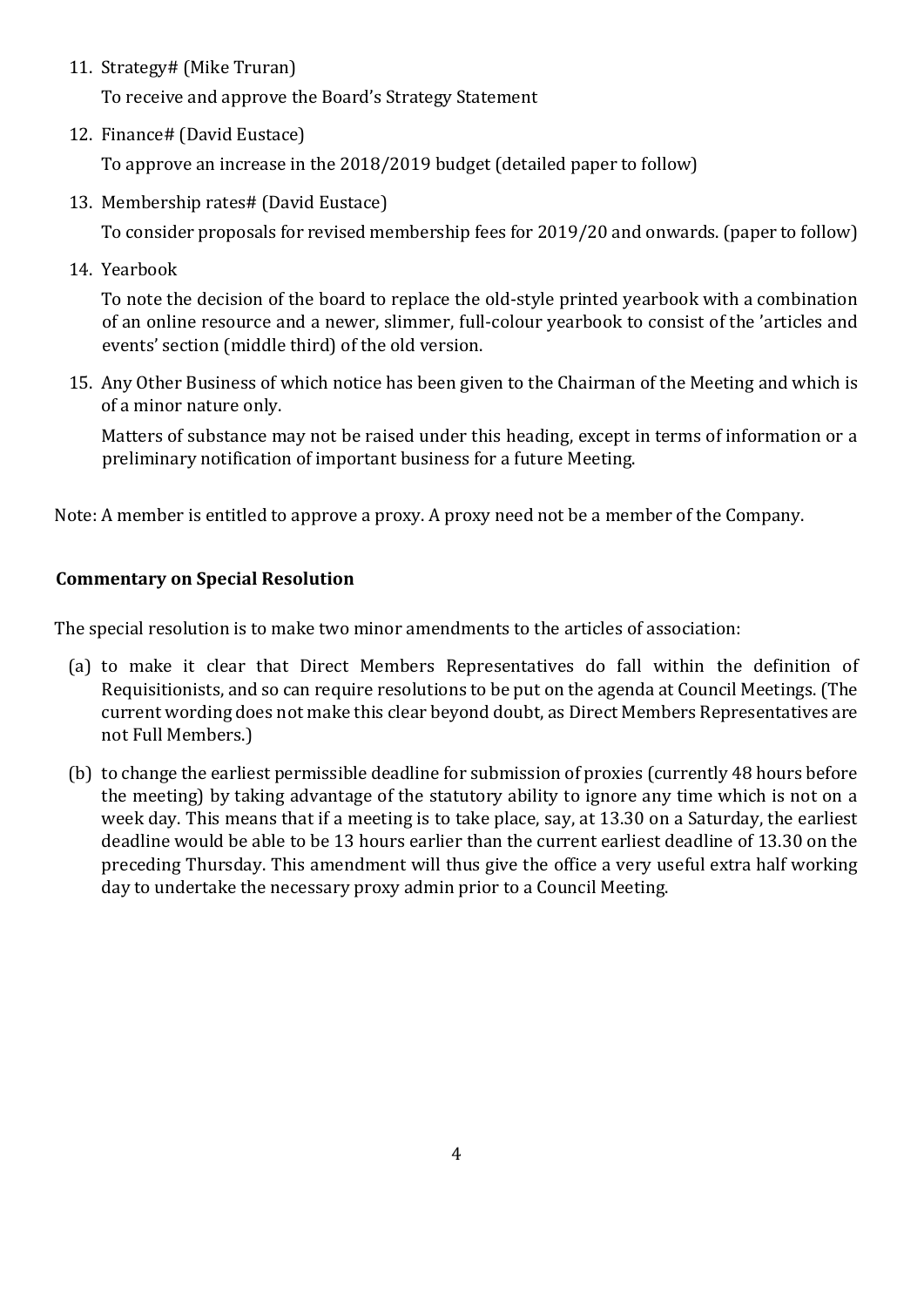11. Strategy# (Mike Truran)

    To receive and approve the Board's Strategy Statement

12. Finance# (David Eustace)

    To approve an increase in the 2018/2019 budget (detailed paper to follow)

13. Membership rates# (David Eustace)

    To consider proposals for revised membership fees for 2019/20 and onwards. (paper to follow)

14. Yearbook

    To note the decision of the board to replace the old-style printed yearbook with a combination of an online resource and a newer, slimmer, full-colour yearbook to consist of the 'articles and events' section (middle third) of the old version.

15. Any Other Business of which notice has been given to the Chairman of the Meeting and which is of a minor nature only.

    Matters of substance may not be raised under this heading, except in terms of information or a preliminary notification of important business for a future Meeting.

Note: A member is entitled to approve a proxy. A proxy need not be a member of the Company.

**Commentary on Special Resolution**

The special resolution is to make two minor amendments to the articles of association:

(a) to make it clear that Direct Members Representatives do fall within the definition of Requisitionists, and so can require resolutions to be put on the agenda at Council Meetings. (The current wording does not make this clear beyond doubt, as Direct Members Representatives are not Full Members.)

(b) to change the earliest permissible deadline for submission of proxies (currently 48 hours before the meeting) by taking advantage of the statutory ability to ignore any time which is not on a week day. This means that if a meeting is to take place, say, at 13.30 on a Saturday, the earliest deadline would be able to be 13 hours earlier than the current earliest deadline of 13.30 on the preceding Thursday. This amendment will thus give the office a very useful extra half working day to undertake the necessary proxy admin prior to a Council Meeting.